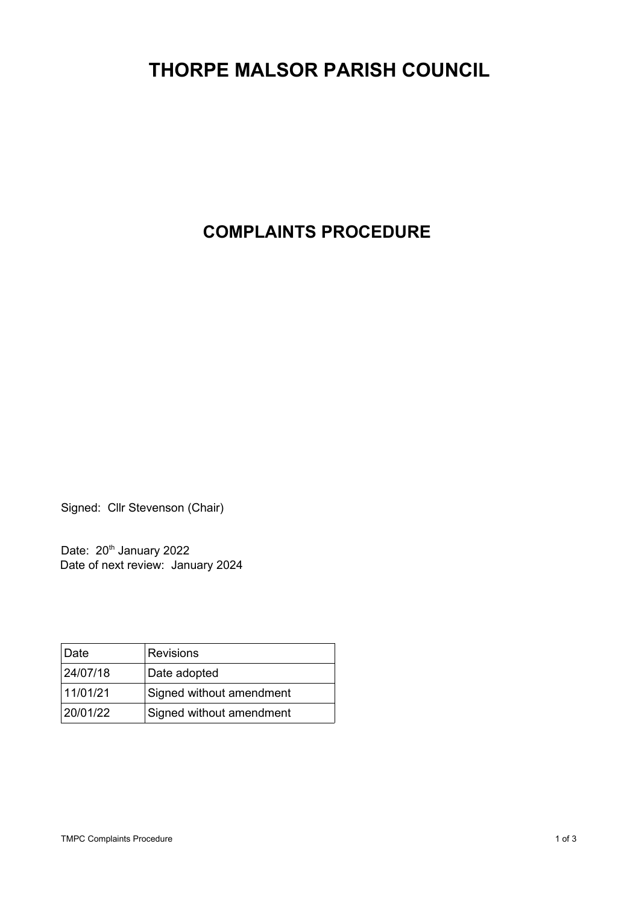# THORPE MALSOR PARISH COUNCIL

## COMPLAINTS PROCEDURE

Signed: Cllr Stevenson (Chair)

Date: 20th January 2022
Date of next review: January 2024

| Date | Revisions |
|---|---|
| 24/07/18 | Date adopted |
| 11/01/21 | Signed without amendment |
| 20/01/22 | Signed without amendment |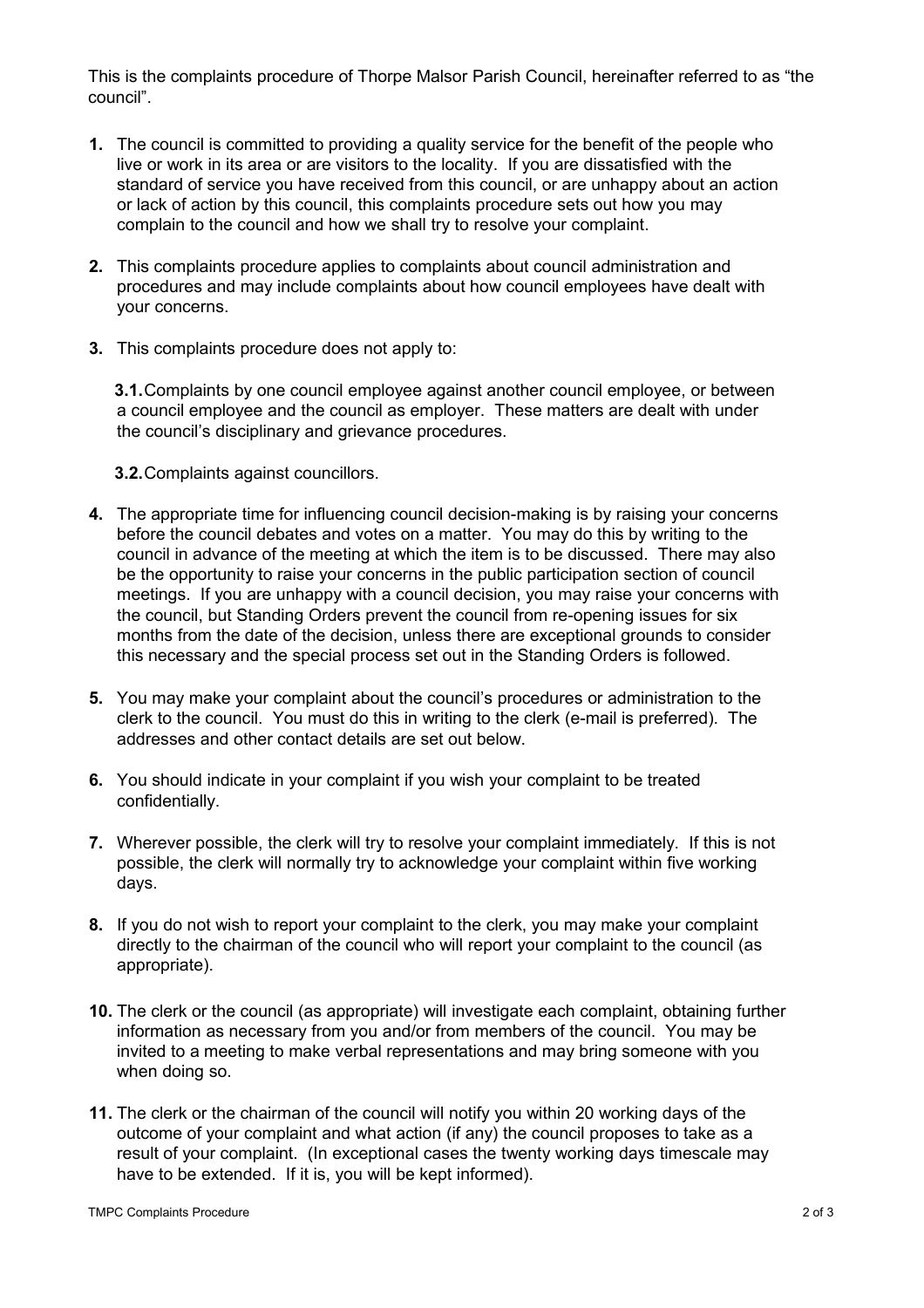This is the complaints procedure of Thorpe Malsor Parish Council, hereinafter referred to as "the council".

**1.** The council is committed to providing a quality service for the benefit of the people who live or work in its area or are visitors to the locality. If you are dissatisfied with the standard of service you have received from this council, or are unhappy about an action or lack of action by this council, this complaints procedure sets out how you may complain to the council and how we shall try to resolve your complaint.

**2.** This complaints procedure applies to complaints about council administration and procedures and may include complaints about how council employees have dealt with your concerns.

**3.** This complaints procedure does not apply to:

**3.1.** Complaints by one council employee against another council employee, or between a council employee and the council as employer. These matters are dealt with under the council's disciplinary and grievance procedures.

**3.2.** Complaints against councillors.

**4.** The appropriate time for influencing council decision-making is by raising your concerns before the council debates and votes on a matter. You may do this by writing to the council in advance of the meeting at which the item is to be discussed. There may also be the opportunity to raise your concerns in the public participation section of council meetings. If you are unhappy with a council decision, you may raise your concerns with the council, but Standing Orders prevent the council from re-opening issues for six months from the date of the decision, unless there are exceptional grounds to consider this necessary and the special process set out in the Standing Orders is followed.

**5.** You may make your complaint about the council's procedures or administration to the clerk to the council. You must do this in writing to the clerk (e-mail is preferred). The addresses and other contact details are set out below.

**6.** You should indicate in your complaint if you wish your complaint to be treated confidentially.

**7.** Wherever possible, the clerk will try to resolve your complaint immediately. If this is not possible, the clerk will normally try to acknowledge your complaint within five working days.

**8.** If you do not wish to report your complaint to the clerk, you may make your complaint directly to the chairman of the council who will report your complaint to the council (as appropriate).

**10.** The clerk or the council (as appropriate) will investigate each complaint, obtaining further information as necessary from you and/or from members of the council. You may be invited to a meeting to make verbal representations and may bring someone with you when doing so.

**11.** The clerk or the chairman of the council will notify you within 20 working days of the outcome of your complaint and what action (if any) the council proposes to take as a result of your complaint. (In exceptional cases the twenty working days timescale may have to be extended. If it is, you will be kept informed).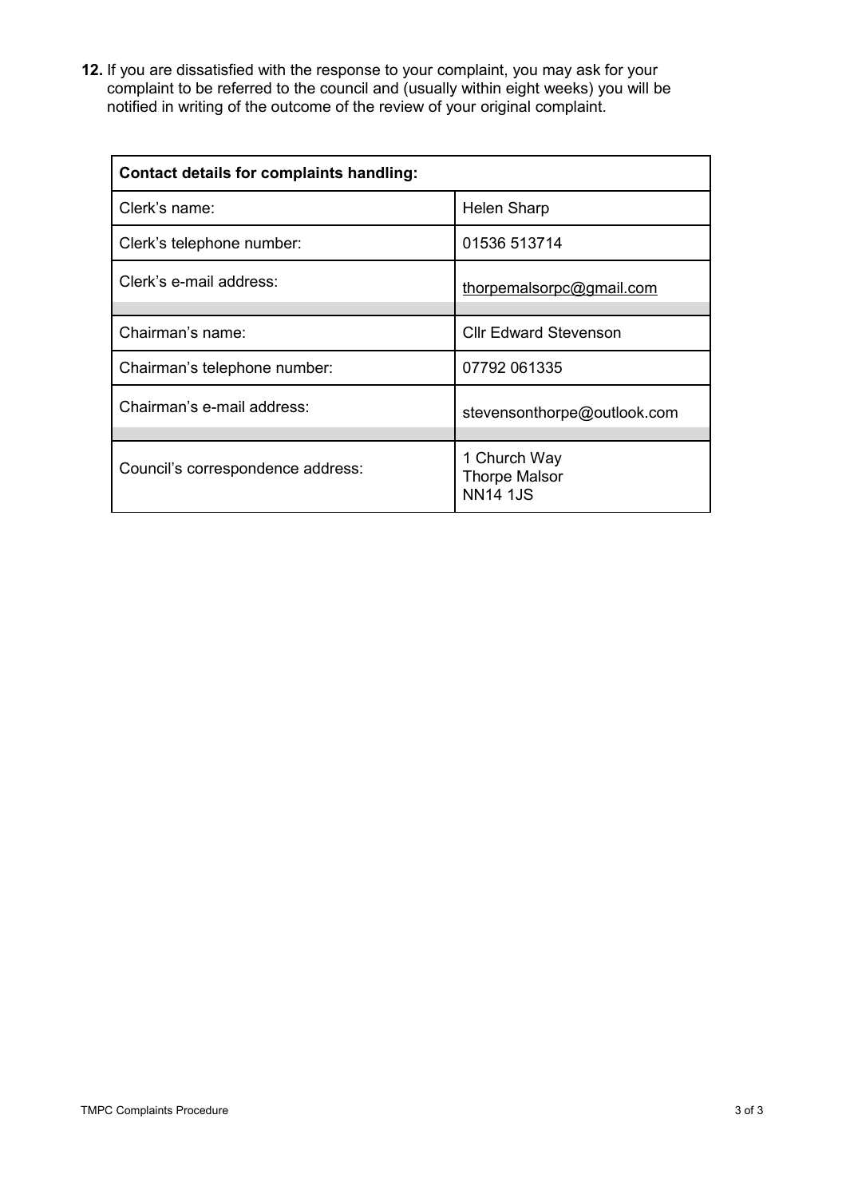**12.** If you are dissatisfied with the response to your complaint, you may ask for your complaint to be referred to the council and (usually within eight weeks) you will be notified in writing of the outcome of the review of your original complaint.

| **Contact details for complaints handling:** | |
|---|---|
| Clerk's name: | Helen Sharp |
| Clerk's telephone number: | 01536 513714 |
| Clerk's e-mail address: | thorpemalsorpc@gmail.com |
| | |
| Chairman's name: | Cllr Edward Stevenson |
| Chairman's telephone number: | 07792 061335 |
| Chairman's e-mail address: | stevensonthorpe@outlook.com |
| | |
| Council's correspondence address: | 1 Church Way<br>Thorpe Malsor<br>NN14 1JS |